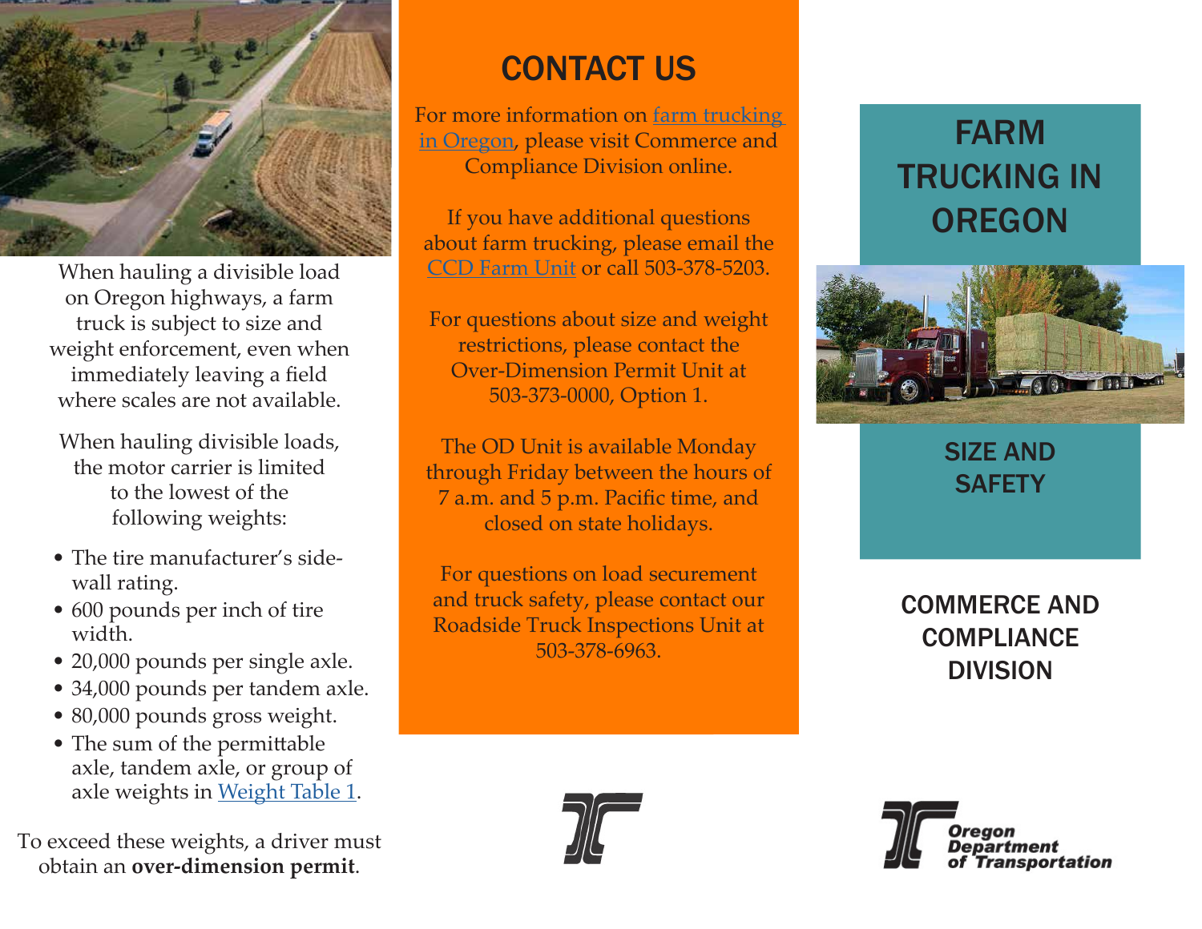# FARM TRUCKING IN OREGON

## SIZE AND SAFETY

COMMERCE AND COMPLIANCE DIVISION

Oregon Department of Transportation

When hauling a divisible load on Oregon highways, a farm truck is subject to size and weight enforcement, even when immediately leaving a field where scales are not available.

When hauling divisible loads, the motor carrier is limited to the lowest of the following weights:

- The tire manufacturer's side-wall rating.
- 600 pounds per inch of tire width.
- 20,000 pounds per single axle.
- 34,000 pounds per tandem axle.
- 80,000 pounds gross weight.
- The sum of the permittable axle, tandem axle, or group of axle weights in Weight Table 1.

To exceed these weights, a driver must obtain an **over-dimension permit**.

## CONTACT US

For more information on farm trucking in Oregon, please visit Commerce and Compliance Division online.

If you have additional questions about farm trucking, please email the CCD Farm Unit or call 503-378-5203.

For questions about size and weight restrictions, please contact the Over-Dimension Permit Unit at 503-373-0000, Option 1.

The OD Unit is available Monday through Friday between the hours of 7 a.m. and 5 p.m. Pacific time, and closed on state holidays.

For questions on load securement and truck safety, please contact our Roadside Truck Inspections Unit at 503-378-6963.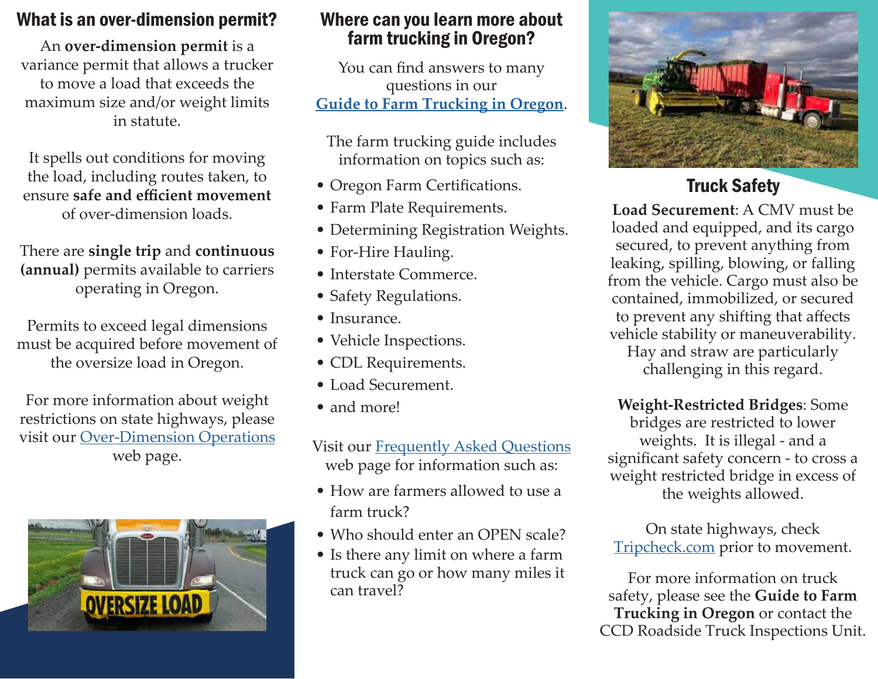## What is an over-dimension permit?

An **over-dimension permit** is a variance permit that allows a trucker to move a load that exceeds the maximum size and/or weight limits in statute.

It spells out conditions for moving the load, including routes taken, to ensure **safe and efficient movement** of over-dimension loads.

There are **single trip** and **continuous (annual)** permits available to carriers operating in Oregon.

Permits to exceed legal dimensions must be acquired before movement of the oversize load in Oregon.

For more information about weight restrictions on state highways, please visit our Over-Dimension Operations web page.

## Where can you learn more about farm trucking in Oregon?

You can find answers to many questions in our **Guide to Farm Trucking in Oregon**.

The farm trucking guide includes information on topics such as:

- Oregon Farm Certifications.
- Farm Plate Requirements.
- Determining Registration Weights.
- For-Hire Hauling.
- Interstate Commerce.
- Safety Regulations.
- Insurance.
- Vehicle Inspections.
- CDL Requirements.
- Load Securement.
- and more!

Visit our Frequently Asked Questions web page for information such as:

- How are farmers allowed to use a farm truck?
- Who should enter an OPEN scale?
- Is there any limit on where a farm truck can go or how many miles it can travel?

## Truck Safety

**Load Securement**: A CMV must be loaded and equipped, and its cargo secured, to prevent anything from leaking, spilling, blowing, or falling from the vehicle. Cargo must also be contained, immobilized, or secured to prevent any shifting that affects vehicle stability or maneuverability. Hay and straw are particularly challenging in this regard.

**Weight-Restricted Bridges**: Some bridges are restricted to lower weights. It is illegal - and a significant safety concern - to cross a weight restricted bridge in excess of the weights allowed.

On state highways, check Tripcheck.com prior to movement.

For more information on truck safety, please see the **Guide to Farm Trucking in Oregon** or contact the CCD Roadside Truck Inspections Unit.